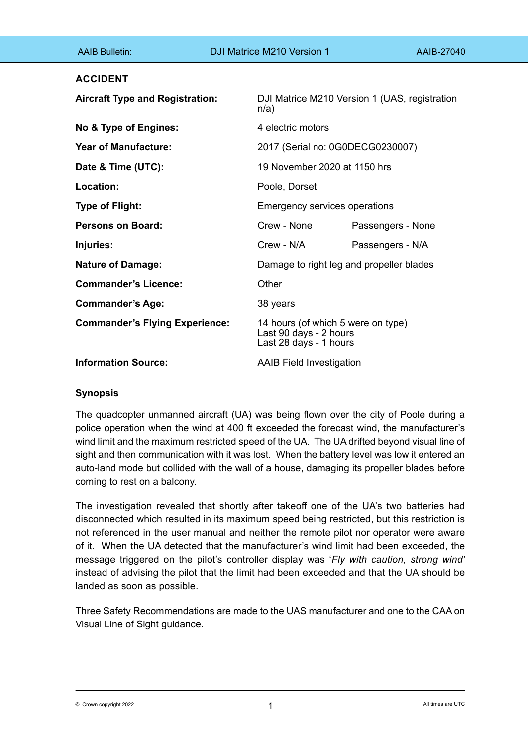## ACCIDENT

| | | |
|---|---|---|
| **Aircraft Type and Registration:** | DJI Matrice M210 Version 1 (UAS, registration n/a) | |
| **No & Type of Engines:** | 4 electric motors | |
| **Year of Manufacture:** | 2017 (Serial no: 0G0DECG0230007) | |
| **Date & Time (UTC):** | 19 November 2020 at 1150 hrs | |
| **Location:** | Poole, Dorset | |
| **Type of Flight:** | Emergency services operations | |
| **Persons on Board:** | Crew - None | Passengers - None |
| **Injuries:** | Crew - N/A | Passengers - N/A |
| **Nature of Damage:** | Damage to right leg and propeller blades | |
| **Commander's Licence:** | Other | |
| **Commander's Age:** | 38 years | |
| **Commander's Flying Experience:** | 14 hours (of which 5 were on type)<br>Last 90 days - 2 hours<br>Last 28 days - 1 hours | |
| **Information Source:** | AAIB Field Investigation | |

### Synopsis

The quadcopter unmanned aircraft (UA) was being flown over the city of Poole during a police operation when the wind at 400 ft exceeded the forecast wind, the manufacturer's wind limit and the maximum restricted speed of the UA. The UA drifted beyond visual line of sight and then communication with it was lost. When the battery level was low it entered an auto-land mode but collided with the wall of a house, damaging its propeller blades before coming to rest on a balcony.

The investigation revealed that shortly after takeoff one of the UA's two batteries had disconnected which resulted in its maximum speed being restricted, but this restriction is not referenced in the user manual and neither the remote pilot nor operator were aware of it. When the UA detected that the manufacturer's wind limit had been exceeded, the message triggered on the pilot's controller display was '*Fly with caution, strong wind'* instead of advising the pilot that the limit had been exceeded and that the UA should be landed as soon as possible.

Three Safety Recommendations are made to the UAS manufacturer and one to the CAA on Visual Line of Sight guidance.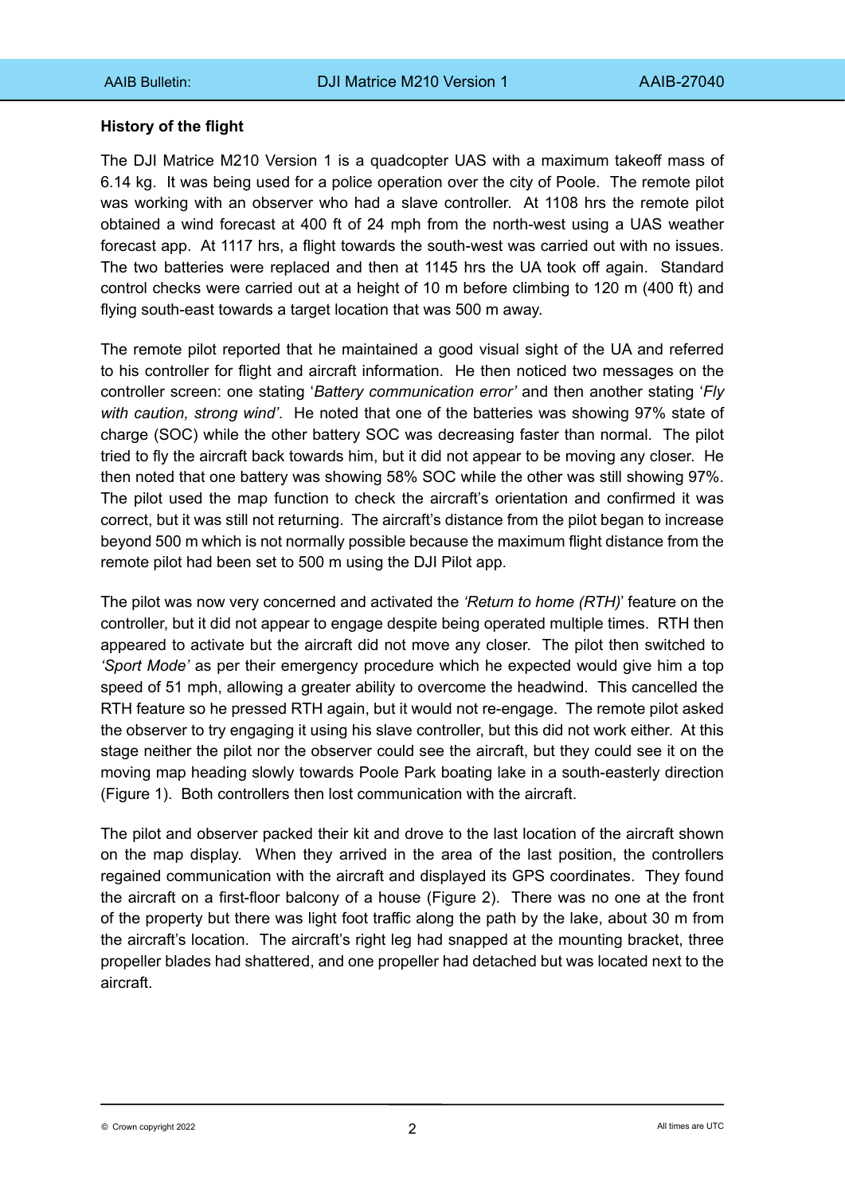**History of the flight**

The DJI Matrice M210 Version 1 is a quadcopter UAS with a maximum takeoff mass of 6.14 kg. It was being used for a police operation over the city of Poole. The remote pilot was working with an observer who had a slave controller. At 1108 hrs the remote pilot obtained a wind forecast at 400 ft of 24 mph from the north-west using a UAS weather forecast app. At 1117 hrs, a flight towards the south-west was carried out with no issues. The two batteries were replaced and then at 1145 hrs the UA took off again. Standard control checks were carried out at a height of 10 m before climbing to 120 m (400 ft) and flying south-east towards a target location that was 500 m away.

The remote pilot reported that he maintained a good visual sight of the UA and referred to his controller for flight and aircraft information. He then noticed two messages on the controller screen: one stating '*Battery communication error'* and then another stating '*Fly with caution, strong wind'*. He noted that one of the batteries was showing 97% state of charge (SOC) while the other battery SOC was decreasing faster than normal. The pilot tried to fly the aircraft back towards him, but it did not appear to be moving any closer. He then noted that one battery was showing 58% SOC while the other was still showing 97%. The pilot used the map function to check the aircraft's orientation and confirmed it was correct, but it was still not returning. The aircraft's distance from the pilot began to increase beyond 500 m which is not normally possible because the maximum flight distance from the remote pilot had been set to 500 m using the DJI Pilot app.

The pilot was now very concerned and activated the *'Return to home (RTH)'* feature on the controller, but it did not appear to engage despite being operated multiple times. RTH then appeared to activate but the aircraft did not move any closer. The pilot then switched to *'Sport Mode'* as per their emergency procedure which he expected would give him a top speed of 51 mph, allowing a greater ability to overcome the headwind. This cancelled the RTH feature so he pressed RTH again, but it would not re-engage. The remote pilot asked the observer to try engaging it using his slave controller, but this did not work either. At this stage neither the pilot nor the observer could see the aircraft, but they could see it on the moving map heading slowly towards Poole Park boating lake in a south-easterly direction (Figure 1). Both controllers then lost communication with the aircraft.

The pilot and observer packed their kit and drove to the last location of the aircraft shown on the map display. When they arrived in the area of the last position, the controllers regained communication with the aircraft and displayed its GPS coordinates. They found the aircraft on a first-floor balcony of a house (Figure 2). There was no one at the front of the property but there was light foot traffic along the path by the lake, about 30 m from the aircraft's location. The aircraft's right leg had snapped at the mounting bracket, three propeller blades had shattered, and one propeller had detached but was located next to the aircraft.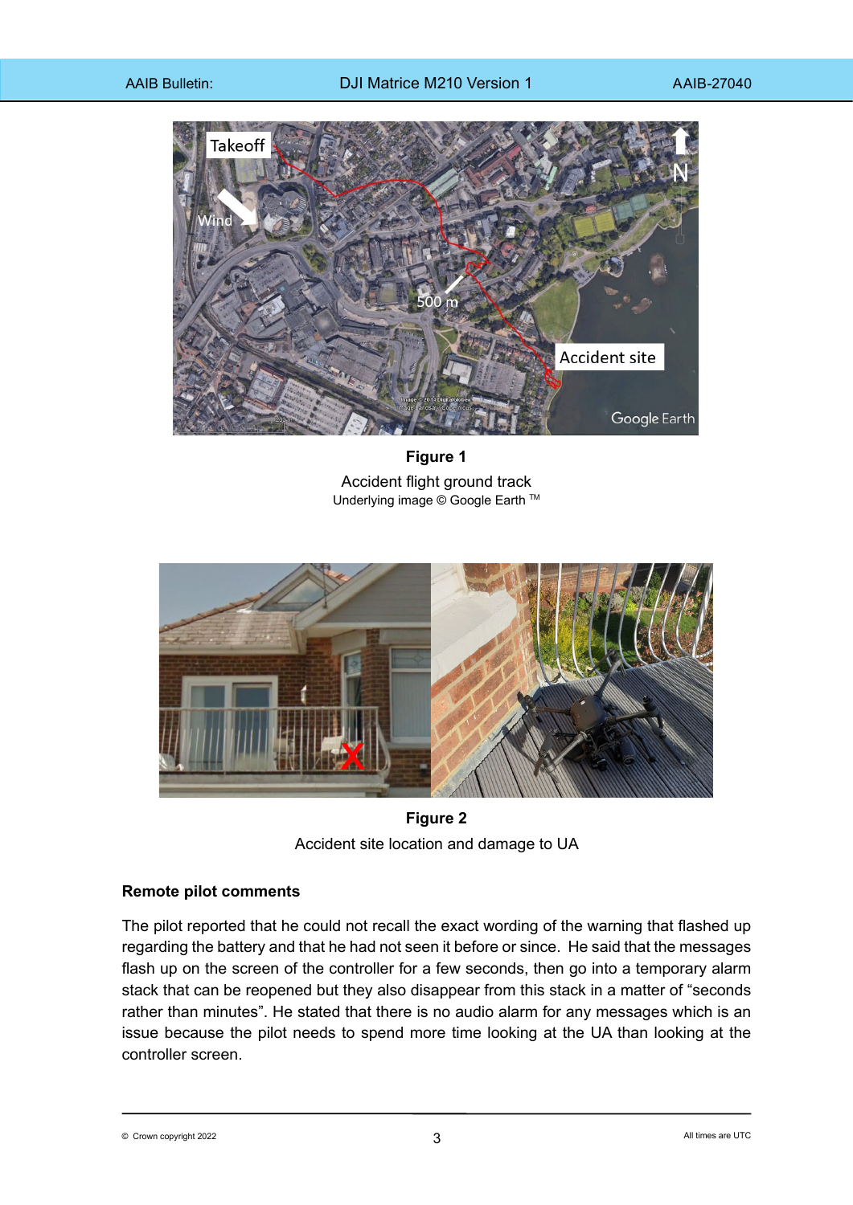**Figure 1**

Accident flight ground track

Underlying image © Google Earth ™

**Figure 2**

Accident site location and damage to UA

### Remote pilot comments

The pilot reported that he could not recall the exact wording of the warning that flashed up regarding the battery and that he had not seen it before or since. He said that the messages flash up on the screen of the controller for a few seconds, then go into a temporary alarm stack that can be reopened but they also disappear from this stack in a matter of "seconds rather than minutes". He stated that there is no audio alarm for any messages which is an issue because the pilot needs to spend more time looking at the UA than looking at the controller screen.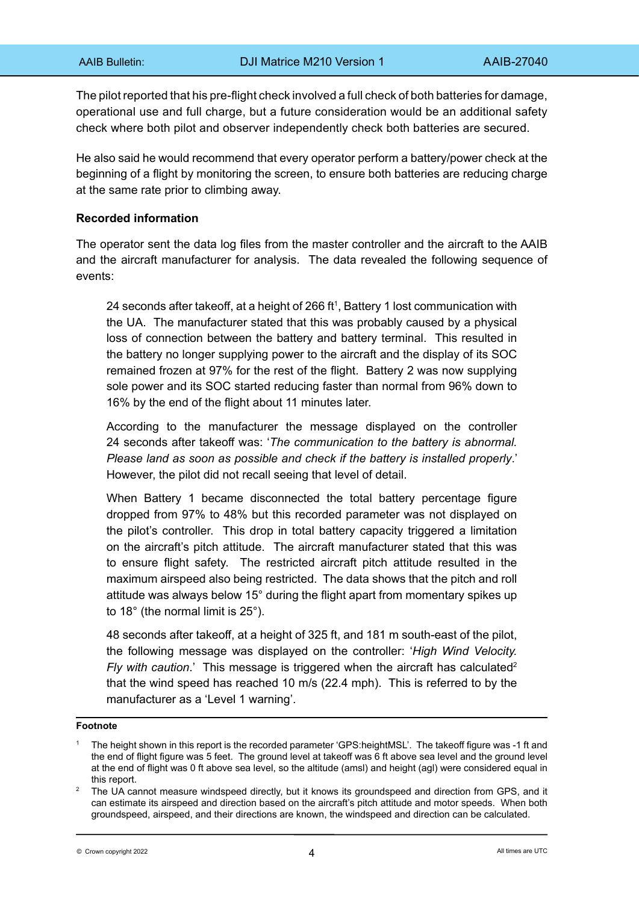The pilot reported that his pre-flight check involved a full check of both batteries for damage, operational use and full charge, but a future consideration would be an additional safety check where both pilot and observer independently check both batteries are secured.

He also said he would recommend that every operator perform a battery/power check at the beginning of a flight by monitoring the screen, to ensure both batteries are reducing charge at the same rate prior to climbing away.

**Recorded information**

The operator sent the data log files from the master controller and the aircraft to the AAIB and the aircraft manufacturer for analysis. The data revealed the following sequence of events:

> 24 seconds after takeoff, at a height of 266 ft[1], Battery 1 lost communication with the UA. The manufacturer stated that this was probably caused by a physical loss of connection between the battery and battery terminal. This resulted in the battery no longer supplying power to the aircraft and the display of its SOC remained frozen at 97% for the rest of the flight. Battery 2 was now supplying sole power and its SOC started reducing faster than normal from 96% down to 16% by the end of the flight about 11 minutes later.
>
> According to the manufacturer the message displayed on the controller 24 seconds after takeoff was: '*The communication to the battery is abnormal. Please land as soon as possible and check if the battery is installed properly*.' However, the pilot did not recall seeing that level of detail.
>
> When Battery 1 became disconnected the total battery percentage figure dropped from 97% to 48% but this recorded parameter was not displayed on the pilot's controller. This drop in total battery capacity triggered a limitation on the aircraft's pitch attitude. The aircraft manufacturer stated that this was to ensure flight safety. The restricted aircraft pitch attitude resulted in the maximum airspeed also being restricted. The data shows that the pitch and roll attitude was always below 15° during the flight apart from momentary spikes up to 18° (the normal limit is 25°).
>
> 48 seconds after takeoff, at a height of 325 ft, and 181 m south-east of the pilot, the following message was displayed on the controller: '*High Wind Velocity. Fly with caution*.' This message is triggered when the aircraft has calculated[2] that the wind speed has reached 10 m/s (22.4 mph). This is referred to by the manufacturer as a 'Level 1 warning'.

**Footnote**

[1] The height shown in this report is the recorded parameter 'GPS:heightMSL'. The takeoff figure was -1 ft and the end of flight figure was 5 feet. The ground level at takeoff was 6 ft above sea level and the ground level at the end of flight was 0 ft above sea level, so the altitude (amsl) and height (agl) were considered equal in this report.

[2] The UA cannot measure windspeed directly, but it knows its groundspeed and direction from GPS, and it can estimate its airspeed and direction based on the aircraft's pitch attitude and motor speeds. When both groundspeed, airspeed, and their directions are known, the windspeed and direction can be calculated.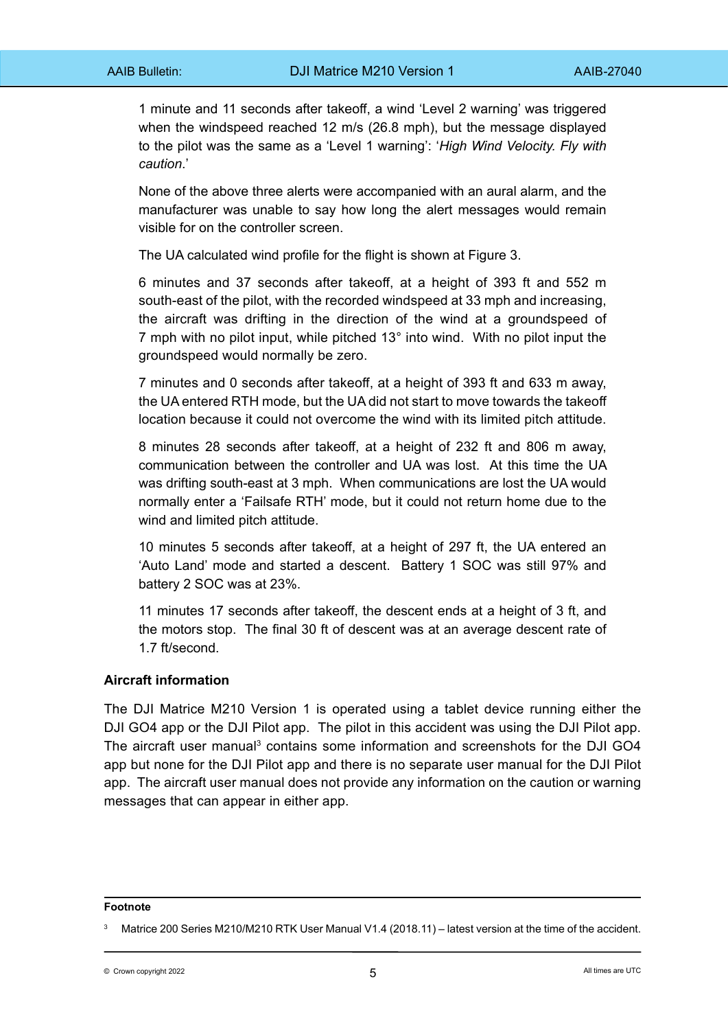1 minute and 11 seconds after takeoff, a wind 'Level 2 warning' was triggered when the windspeed reached 12 m/s (26.8 mph), but the message displayed to the pilot was the same as a 'Level 1 warning': '*High Wind Velocity. Fly with caution*.'

None of the above three alerts were accompanied with an aural alarm, and the manufacturer was unable to say how long the alert messages would remain visible for on the controller screen.

The UA calculated wind profile for the flight is shown at Figure 3.

6 minutes and 37 seconds after takeoff, at a height of 393 ft and 552 m south-east of the pilot, with the recorded windspeed at 33 mph and increasing, the aircraft was drifting in the direction of the wind at a groundspeed of 7 mph with no pilot input, while pitched 13° into wind. With no pilot input the groundspeed would normally be zero.

7 minutes and 0 seconds after takeoff, at a height of 393 ft and 633 m away, the UA entered RTH mode, but the UA did not start to move towards the takeoff location because it could not overcome the wind with its limited pitch attitude.

8 minutes 28 seconds after takeoff, at a height of 232 ft and 806 m away, communication between the controller and UA was lost. At this time the UA was drifting south-east at 3 mph. When communications are lost the UA would normally enter a 'Failsafe RTH' mode, but it could not return home due to the wind and limited pitch attitude.

10 minutes 5 seconds after takeoff, at a height of 297 ft, the UA entered an 'Auto Land' mode and started a descent. Battery 1 SOC was still 97% and battery 2 SOC was at 23%.

11 minutes 17 seconds after takeoff, the descent ends at a height of 3 ft, and the motors stop. The final 30 ft of descent was at an average descent rate of 1.7 ft/second.

### Aircraft information

The DJI Matrice M210 Version 1 is operated using a tablet device running either the DJI GO4 app or the DJI Pilot app. The pilot in this accident was using the DJI Pilot app. The aircraft user manual[3] contains some information and screenshots for the DJI GO4 app but none for the DJI Pilot app and there is no separate user manual for the DJI Pilot app. The aircraft user manual does not provide any information on the caution or warning messages that can appear in either app.

**Footnote**

[3] Matrice 200 Series M210/M210 RTK User Manual V1.4 (2018.11) – latest version at the time of the accident.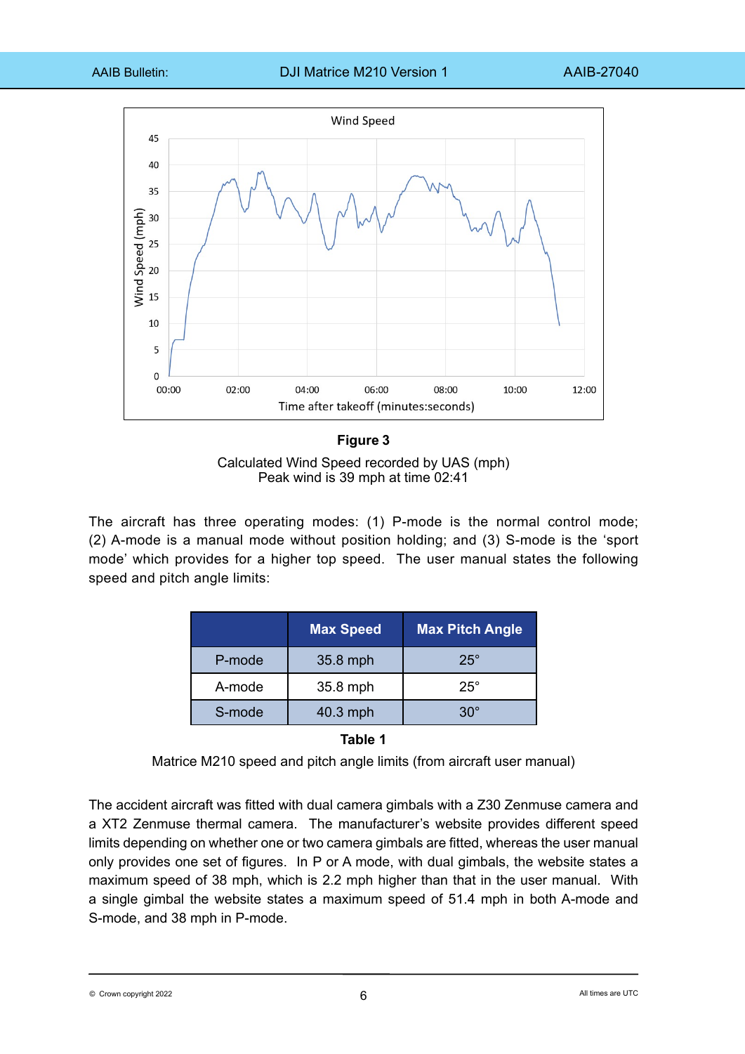**Figure 3**

Calculated Wind Speed recorded by UAS (mph)
Peak wind is 39 mph at time 02:41

The aircraft has three operating modes: (1) P-mode is the normal control mode; (2) A-mode is a manual mode without position holding; and (3) S-mode is the 'sport mode' which provides for a higher top speed. The user manual states the following speed and pitch angle limits:

| | Max Speed | Max Pitch Angle |
|---|---|---|
| P-mode | 35.8 mph | 25° |
| A-mode | 35.8 mph | 25° |
| S-mode | 40.3 mph | 30° |

**Table 1**

Matrice M210 speed and pitch angle limits (from aircraft user manual)

The accident aircraft was fitted with dual camera gimbals with a Z30 Zenmuse camera and a XT2 Zenmuse thermal camera. The manufacturer's website provides different speed limits depending on whether one or two camera gimbals are fitted, whereas the user manual only provides one set of figures. In P or A mode, with dual gimbals, the website states a maximum speed of 38 mph, which is 2.2 mph higher than that in the user manual. With a single gimbal the website states a maximum speed of 51.4 mph in both A-mode and S-mode, and 38 mph in P-mode.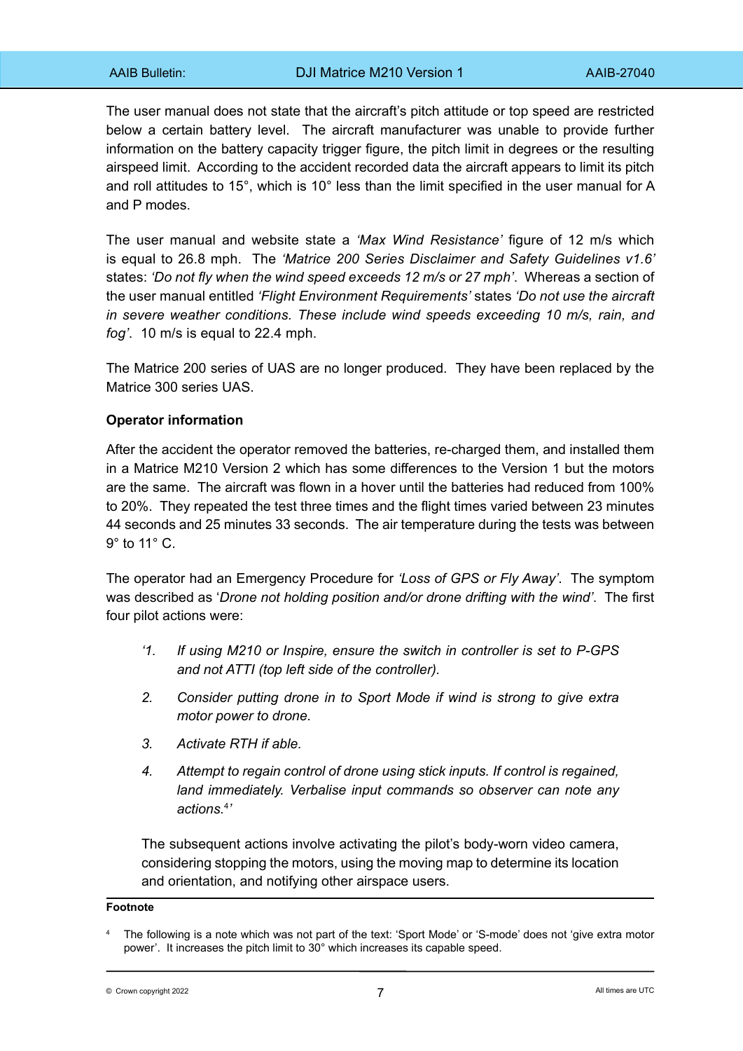The user manual does not state that the aircraft's pitch attitude or top speed are restricted below a certain battery level. The aircraft manufacturer was unable to provide further information on the battery capacity trigger figure, the pitch limit in degrees or the resulting airspeed limit. According to the accident recorded data the aircraft appears to limit its pitch and roll attitudes to 15°, which is 10° less than the limit specified in the user manual for A and P modes.

The user manual and website state a *'Max Wind Resistance'* figure of 12 m/s which is equal to 26.8 mph. The *'Matrice 200 Series Disclaimer and Safety Guidelines v1.6'* states: *'Do not fly when the wind speed exceeds 12 m/s or 27 mph'*. Whereas a section of the user manual entitled *'Flight Environment Requirements'* states *'Do not use the aircraft in severe weather conditions. These include wind speeds exceeding 10 m/s, rain, and fog'*. 10 m/s is equal to 22.4 mph.

The Matrice 200 series of UAS are no longer produced. They have been replaced by the Matrice 300 series UAS.

**Operator information**

After the accident the operator removed the batteries, re-charged them, and installed them in a Matrice M210 Version 2 which has some differences to the Version 1 but the motors are the same. The aircraft was flown in a hover until the batteries had reduced from 100% to 20%. They repeated the test three times and the flight times varied between 23 minutes 44 seconds and 25 minutes 33 seconds. The air temperature during the tests was between 9° to 11° C.

The operator had an Emergency Procedure for *'Loss of GPS or Fly Away'*. The symptom was described as '*Drone not holding position and/or drone drifting with the wind'*. The first four pilot actions were:

> *'1. If using M210 or Inspire, ensure the switch in controller is set to P-GPS and not ATTI (top left side of the controller).*
>
> *2. Consider putting drone in to Sport Mode if wind is strong to give extra motor power to drone.*
>
> *3. Activate RTH if able.*
>
> *4. Attempt to regain control of drone using stick inputs. If control is regained, land immediately. Verbalise input commands so observer can note any actions.*[4]*'*
>
> The subsequent actions involve activating the pilot's body-worn video camera, considering stopping the motors, using the moving map to determine its location and orientation, and notifying other airspace users.

**Footnote**

[4] The following is a note which was not part of the text: 'Sport Mode' or 'S-mode' does not 'give extra motor power'. It increases the pitch limit to 30° which increases its capable speed.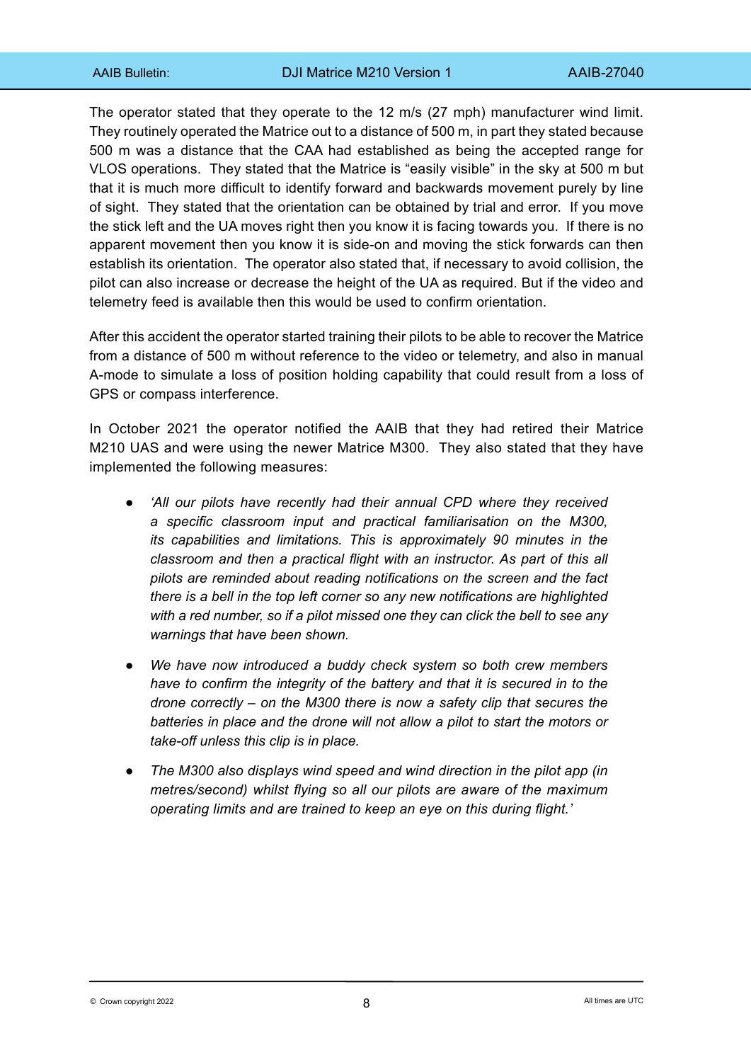The operator stated that they operate to the 12 m/s (27 mph) manufacturer wind limit. They routinely operated the Matrice out to a distance of 500 m, in part they stated because 500 m was a distance that the CAA had established as being the accepted range for VLOS operations. They stated that the Matrice is "easily visible" in the sky at 500 m but that it is much more difficult to identify forward and backwards movement purely by line of sight. They stated that the orientation can be obtained by trial and error. If you move the stick left and the UA moves right then you know it is facing towards you. If there is no apparent movement then you know it is side-on and moving the stick forwards can then establish its orientation. The operator also stated that, if necessary to avoid collision, the pilot can also increase or decrease the height of the UA as required. But if the video and telemetry feed is available then this would be used to confirm orientation.

After this accident the operator started training their pilots to be able to recover the Matrice from a distance of 500 m without reference to the video or telemetry, and also in manual A-mode to simulate a loss of position holding capability that could result from a loss of GPS or compass interference.

In October 2021 the operator notified the AAIB that they had retired their Matrice M210 UAS and were using the newer Matrice M300. They also stated that they have implemented the following measures:

- *'All our pilots have recently had their annual CPD where they received a specific classroom input and practical familiarisation on the M300, its capabilities and limitations. This is approximately 90 minutes in the classroom and then a practical flight with an instructor. As part of this all pilots are reminded about reading notifications on the screen and the fact there is a bell in the top left corner so any new notifications are highlighted with a red number, so if a pilot missed one they can click the bell to see any warnings that have been shown.*
- *We have now introduced a buddy check system so both crew members have to confirm the integrity of the battery and that it is secured in to the drone correctly – on the M300 there is now a safety clip that secures the batteries in place and the drone will not allow a pilot to start the motors or take-off unless this clip is in place.*
- *The M300 also displays wind speed and wind direction in the pilot app (in metres/second) whilst flying so all our pilots are aware of the maximum operating limits and are trained to keep an eye on this during flight.'*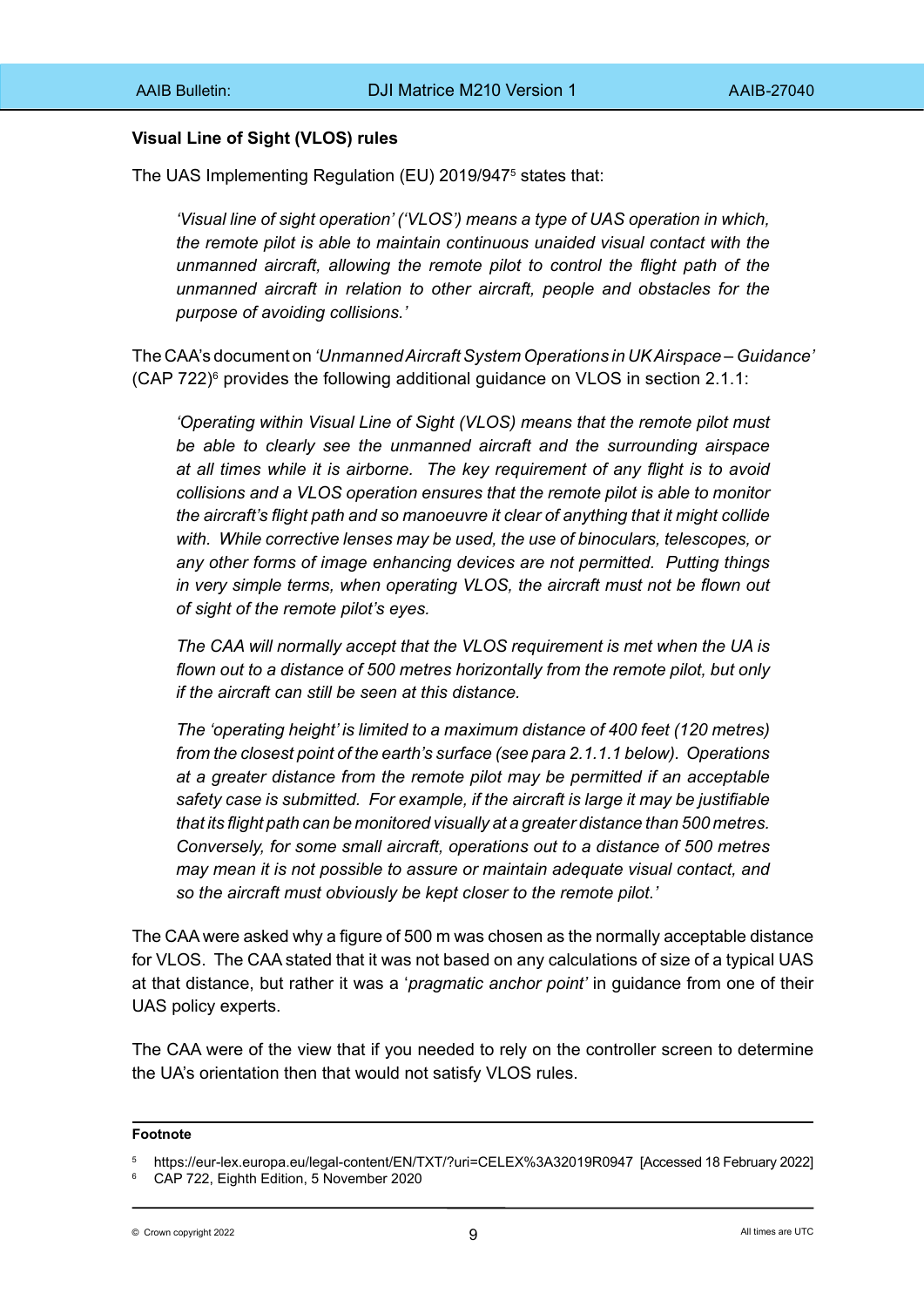**Visual Line of Sight (VLOS) rules**

The UAS Implementing Regulation (EU) 2019/947[5] states that:

> *'Visual line of sight operation' ('VLOS') means a type of UAS operation in which, the remote pilot is able to maintain continuous unaided visual contact with the unmanned aircraft, allowing the remote pilot to control the flight path of the unmanned aircraft in relation to other aircraft, people and obstacles for the purpose of avoiding collisions.'*

The CAA's document on *'Unmanned Aircraft System Operations in UK Airspace – Guidance'* (CAP 722)[6] provides the following additional guidance on VLOS in section 2.1.1:

> *'Operating within Visual Line of Sight (VLOS) means that the remote pilot must be able to clearly see the unmanned aircraft and the surrounding airspace at all times while it is airborne. The key requirement of any flight is to avoid collisions and a VLOS operation ensures that the remote pilot is able to monitor the aircraft's flight path and so manoeuvre it clear of anything that it might collide with. While corrective lenses may be used, the use of binoculars, telescopes, or any other forms of image enhancing devices are not permitted. Putting things in very simple terms, when operating VLOS, the aircraft must not be flown out of sight of the remote pilot's eyes.*
>
> *The CAA will normally accept that the VLOS requirement is met when the UA is flown out to a distance of 500 metres horizontally from the remote pilot, but only if the aircraft can still be seen at this distance.*
>
> *The 'operating height' is limited to a maximum distance of 400 feet (120 metres) from the closest point of the earth's surface (see para 2.1.1.1 below). Operations at a greater distance from the remote pilot may be permitted if an acceptable safety case is submitted. For example, if the aircraft is large it may be justifiable that its flight path can be monitored visually at a greater distance than 500 metres. Conversely, for some small aircraft, operations out to a distance of 500 metres may mean it is not possible to assure or maintain adequate visual contact, and so the aircraft must obviously be kept closer to the remote pilot.'*

The CAA were asked why a figure of 500 m was chosen as the normally acceptable distance for VLOS. The CAA stated that it was not based on any calculations of size of a typical UAS at that distance, but rather it was a '*pragmatic anchor point'* in guidance from one of their UAS policy experts.

The CAA were of the view that if you needed to rely on the controller screen to determine the UA's orientation then that would not satisfy VLOS rules.

**Footnote**

[5] https://eur-lex.europa.eu/legal-content/EN/TXT/?uri=CELEX%3A32019R0947 [Accessed 18 February 2022]

[6] CAP 722, Eighth Edition, 5 November 2020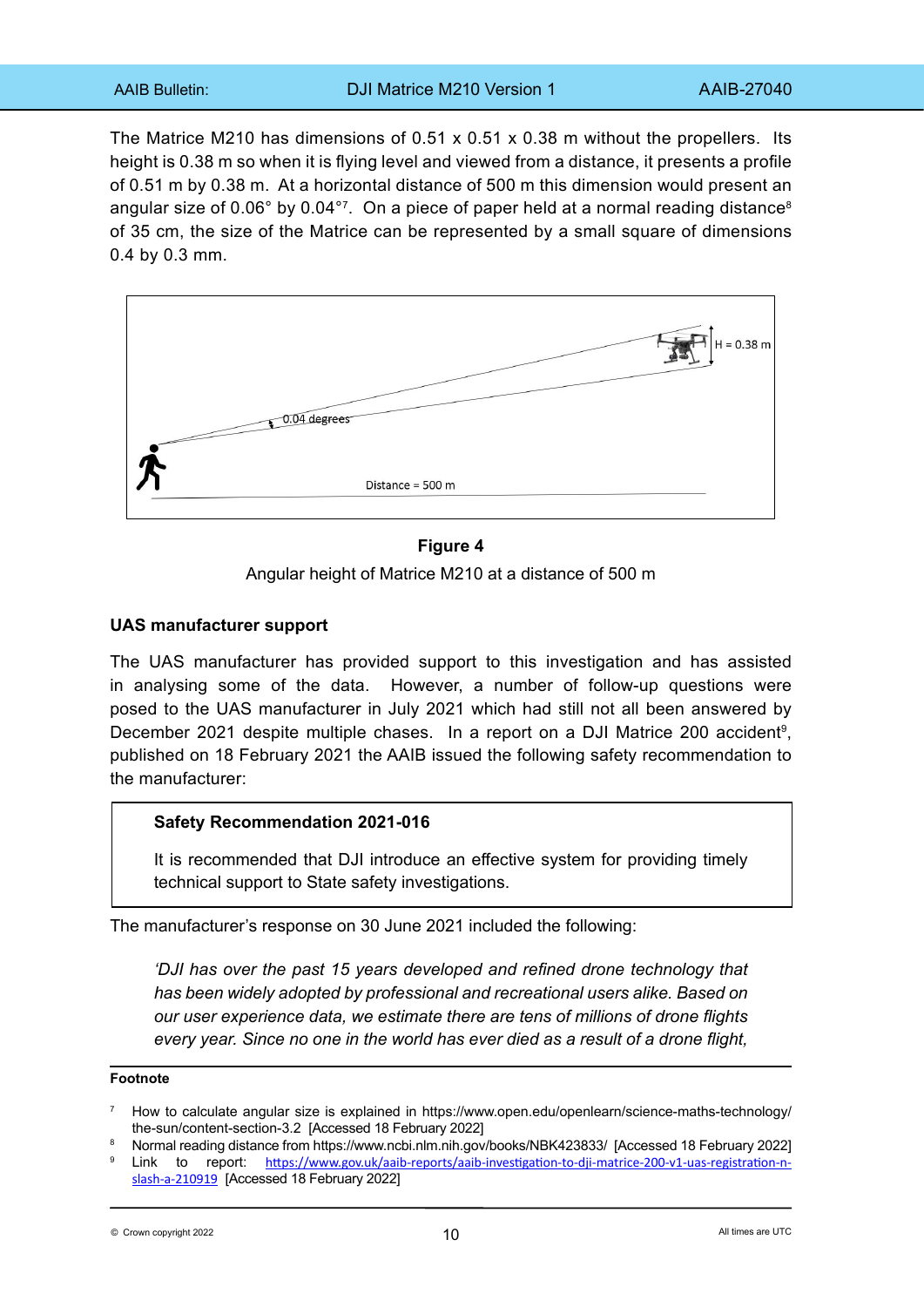The Matrice M210 has dimensions of 0.51 x 0.51 x 0.38 m without the propellers. Its height is 0.38 m so when it is flying level and viewed from a distance, it presents a profile of 0.51 m by 0.38 m. At a horizontal distance of 500 m this dimension would present an angular size of 0.06° by 0.04°[7]. On a piece of paper held at a normal reading distance[8] of 35 cm, the size of the Matrice can be represented by a small square of dimensions 0.4 by 0.3 mm.

**Figure 4**

Angular height of Matrice M210 at a distance of 500 m

### UAS manufacturer support

The UAS manufacturer has provided support to this investigation and has assisted in analysing some of the data. However, a number of follow-up questions were posed to the UAS manufacturer in July 2021 which had still not all been answered by December 2021 despite multiple chases. In a report on a DJI Matrice 200 accident[9], published on 18 February 2021 the AAIB issued the following safety recommendation to the manufacturer:

> **Safety Recommendation 2021-016**
>
> It is recommended that DJI introduce an effective system for providing timely technical support to State safety investigations.

The manufacturer's response on 30 June 2021 included the following:

> *'DJI has over the past 15 years developed and refined drone technology that has been widely adopted by professional and recreational users alike. Based on our user experience data, we estimate there are tens of millions of drone flights every year. Since no one in the world has ever died as a result of a drone flight,*

**Footnote**

[7] How to calculate angular size is explained in https://www.open.edu/openlearn/science-maths-technology/the-sun/content-section-3.2 [Accessed 18 February 2022]

[8] Normal reading distance from https://www.ncbi.nlm.nih.gov/books/NBK423833/ [Accessed 18 February 2022]

[9] Link to report: https://www.gov.uk/aaib-reports/aaib-investigation-to-dji-matrice-200-v1-uas-registration-n-slash-a-210919 [Accessed 18 February 2022]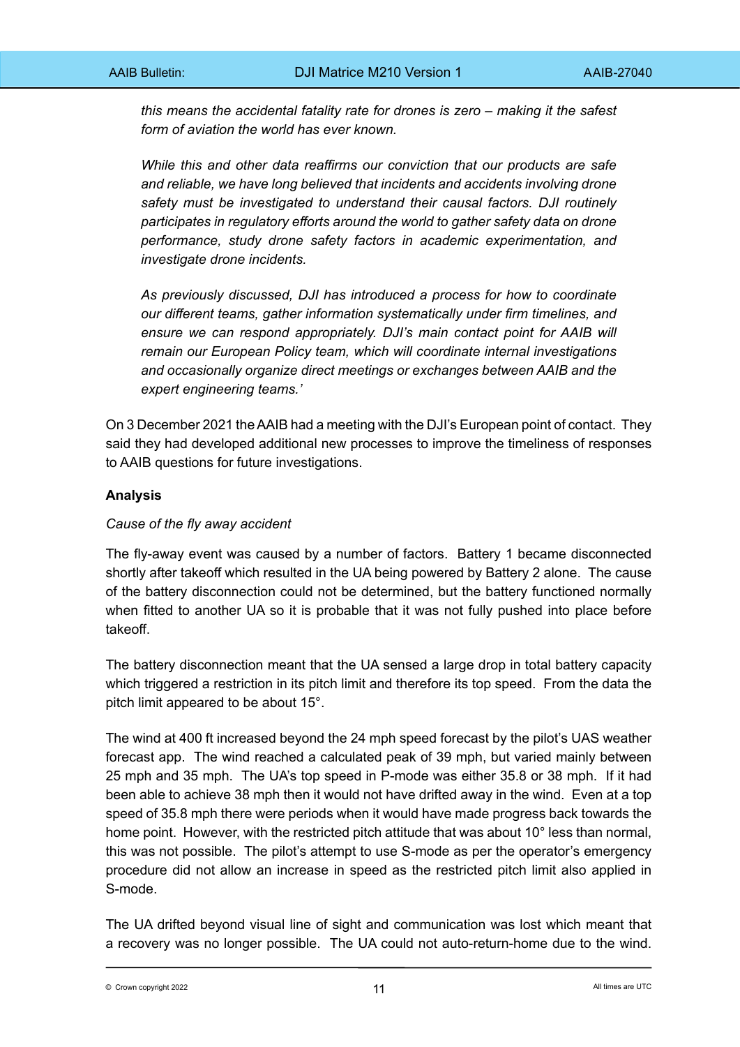*this means the accidental fatality rate for drones is zero – making it the safest form of aviation the world has ever known.*

*While this and other data reaffirms our conviction that our products are safe and reliable, we have long believed that incidents and accidents involving drone safety must be investigated to understand their causal factors. DJI routinely participates in regulatory efforts around the world to gather safety data on drone performance, study drone safety factors in academic experimentation, and investigate drone incidents.*

*As previously discussed, DJI has introduced a process for how to coordinate our different teams, gather information systematically under firm timelines, and ensure we can respond appropriately. DJI's main contact point for AAIB will remain our European Policy team, which will coordinate internal investigations and occasionally organize direct meetings or exchanges between AAIB and the expert engineering teams.'*

On 3 December 2021 the AAIB had a meeting with the DJI's European point of contact. They said they had developed additional new processes to improve the timeliness of responses to AAIB questions for future investigations.

**Analysis**

*Cause of the fly away accident*

The fly-away event was caused by a number of factors. Battery 1 became disconnected shortly after takeoff which resulted in the UA being powered by Battery 2 alone. The cause of the battery disconnection could not be determined, but the battery functioned normally when fitted to another UA so it is probable that it was not fully pushed into place before takeoff.

The battery disconnection meant that the UA sensed a large drop in total battery capacity which triggered a restriction in its pitch limit and therefore its top speed. From the data the pitch limit appeared to be about 15°.

The wind at 400 ft increased beyond the 24 mph speed forecast by the pilot's UAS weather forecast app. The wind reached a calculated peak of 39 mph, but varied mainly between 25 mph and 35 mph. The UA's top speed in P-mode was either 35.8 or 38 mph. If it had been able to achieve 38 mph then it would not have drifted away in the wind. Even at a top speed of 35.8 mph there were periods when it would have made progress back towards the home point. However, with the restricted pitch attitude that was about 10° less than normal, this was not possible. The pilot's attempt to use S-mode as per the operator's emergency procedure did not allow an increase in speed as the restricted pitch limit also applied in S-mode.

The UA drifted beyond visual line of sight and communication was lost which meant that a recovery was no longer possible. The UA could not auto-return-home due to the wind.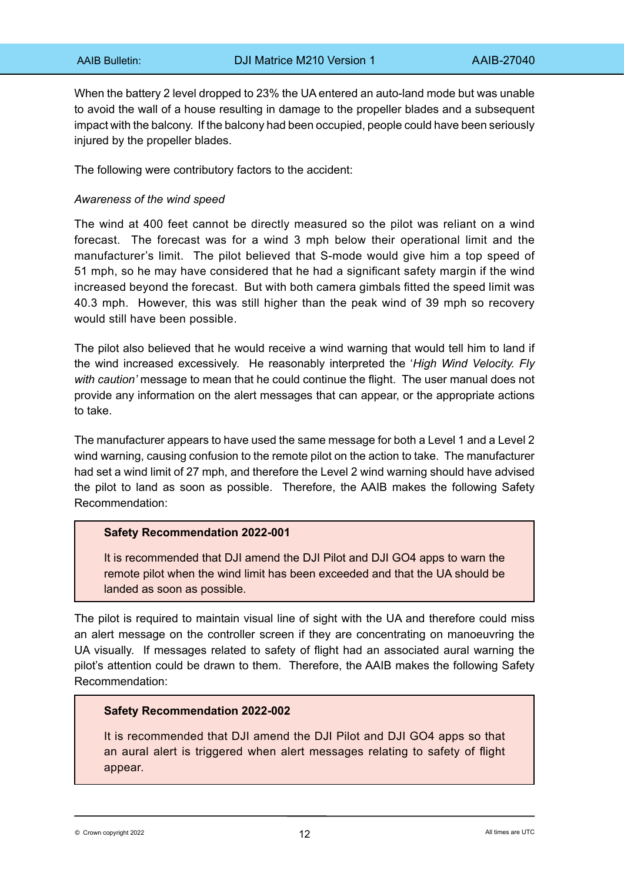When the battery 2 level dropped to 23% the UA entered an auto-land mode but was unable to avoid the wall of a house resulting in damage to the propeller blades and a subsequent impact with the balcony. If the balcony had been occupied, people could have been seriously injured by the propeller blades.

The following were contributory factors to the accident:

*Awareness of the wind speed*

The wind at 400 feet cannot be directly measured so the pilot was reliant on a wind forecast. The forecast was for a wind 3 mph below their operational limit and the manufacturer's limit. The pilot believed that S-mode would give him a top speed of 51 mph, so he may have considered that he had a significant safety margin if the wind increased beyond the forecast. But with both camera gimbals fitted the speed limit was 40.3 mph. However, this was still higher than the peak wind of 39 mph so recovery would still have been possible.

The pilot also believed that he would receive a wind warning that would tell him to land if the wind increased excessively. He reasonably interpreted the '*High Wind Velocity. Fly with caution'* message to mean that he could continue the flight. The user manual does not provide any information on the alert messages that can appear, or the appropriate actions to take.

The manufacturer appears to have used the same message for both a Level 1 and a Level 2 wind warning, causing confusion to the remote pilot on the action to take. The manufacturer had set a wind limit of 27 mph, and therefore the Level 2 wind warning should have advised the pilot to land as soon as possible. Therefore, the AAIB makes the following Safety Recommendation:

> **Safety Recommendation 2022-001**
>
> It is recommended that DJI amend the DJI Pilot and DJI GO4 apps to warn the remote pilot when the wind limit has been exceeded and that the UA should be landed as soon as possible.

The pilot is required to maintain visual line of sight with the UA and therefore could miss an alert message on the controller screen if they are concentrating on manoeuvring the UA visually. If messages related to safety of flight had an associated aural warning the pilot's attention could be drawn to them. Therefore, the AAIB makes the following Safety Recommendation:

> **Safety Recommendation 2022-002**
>
> It is recommended that DJI amend the DJI Pilot and DJI GO4 apps so that an aural alert is triggered when alert messages relating to safety of flight appear.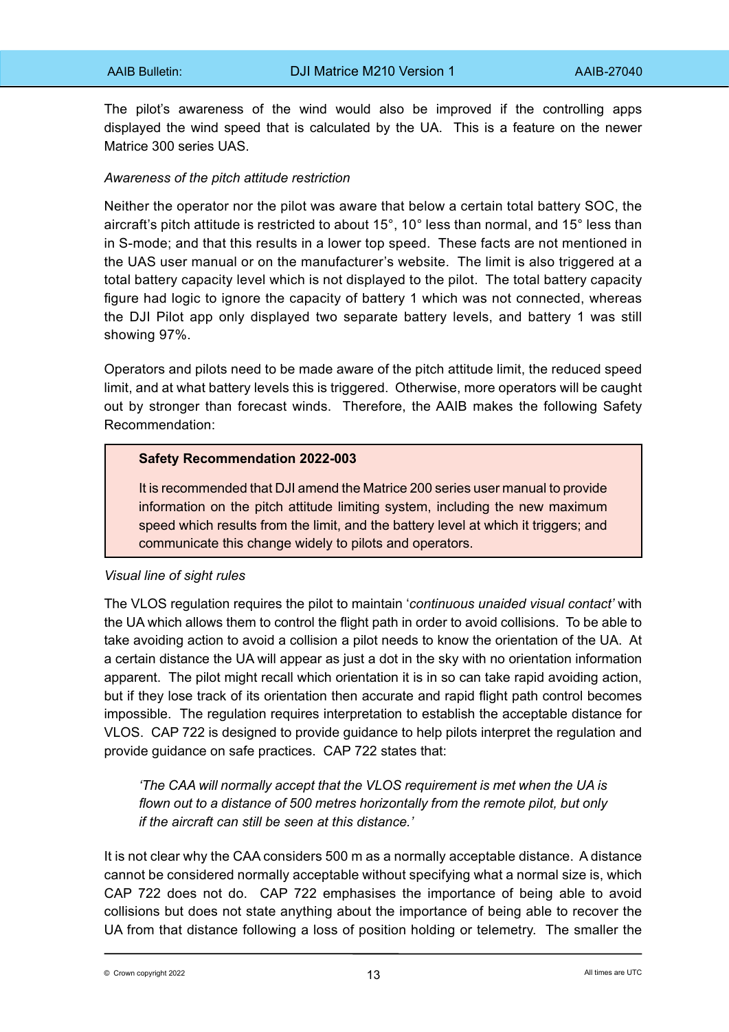The pilot's awareness of the wind would also be improved if the controlling apps displayed the wind speed that is calculated by the UA. This is a feature on the newer Matrice 300 series UAS.

*Awareness of the pitch attitude restriction*

Neither the operator nor the pilot was aware that below a certain total battery SOC, the aircraft's pitch attitude is restricted to about 15°, 10° less than normal, and 15° less than in S-mode; and that this results in a lower top speed. These facts are not mentioned in the UAS user manual or on the manufacturer's website. The limit is also triggered at a total battery capacity level which is not displayed to the pilot. The total battery capacity figure had logic to ignore the capacity of battery 1 which was not connected, whereas the DJI Pilot app only displayed two separate battery levels, and battery 1 was still showing 97%.

Operators and pilots need to be made aware of the pitch attitude limit, the reduced speed limit, and at what battery levels this is triggered. Otherwise, more operators will be caught out by stronger than forecast winds. Therefore, the AAIB makes the following Safety Recommendation:

> **Safety Recommendation 2022-003**
>
> It is recommended that DJI amend the Matrice 200 series user manual to provide information on the pitch attitude limiting system, including the new maximum speed which results from the limit, and the battery level at which it triggers; and communicate this change widely to pilots and operators.

*Visual line of sight rules*

The VLOS regulation requires the pilot to maintain '*continuous unaided visual contact'* with the UA which allows them to control the flight path in order to avoid collisions. To be able to take avoiding action to avoid a collision a pilot needs to know the orientation of the UA. At a certain distance the UA will appear as just a dot in the sky with no orientation information apparent. The pilot might recall which orientation it is in so can take rapid avoiding action, but if they lose track of its orientation then accurate and rapid flight path control becomes impossible. The regulation requires interpretation to establish the acceptable distance for VLOS. CAP 722 is designed to provide guidance to help pilots interpret the regulation and provide guidance on safe practices. CAP 722 states that:

> *'The CAA will normally accept that the VLOS requirement is met when the UA is flown out to a distance of 500 metres horizontally from the remote pilot, but only if the aircraft can still be seen at this distance.'*

It is not clear why the CAA considers 500 m as a normally acceptable distance. A distance cannot be considered normally acceptable without specifying what a normal size is, which CAP 722 does not do. CAP 722 emphasises the importance of being able to avoid collisions but does not state anything about the importance of being able to recover the UA from that distance following a loss of position holding or telemetry. The smaller the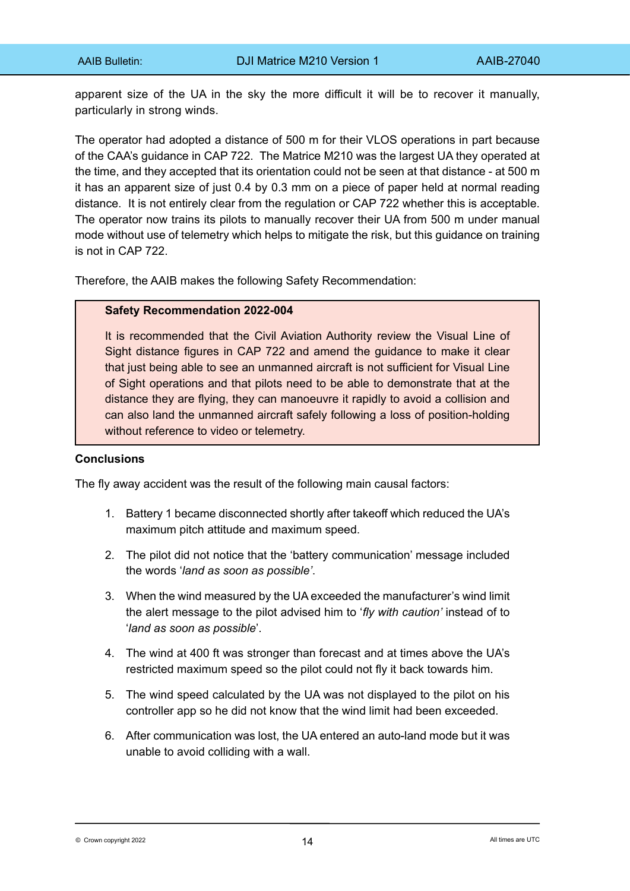apparent size of the UA in the sky the more difficult it will be to recover it manually, particularly in strong winds.

The operator had adopted a distance of 500 m for their VLOS operations in part because of the CAA's guidance in CAP 722. The Matrice M210 was the largest UA they operated at the time, and they accepted that its orientation could not be seen at that distance - at 500 m it has an apparent size of just 0.4 by 0.3 mm on a piece of paper held at normal reading distance. It is not entirely clear from the regulation or CAP 722 whether this is acceptable. The operator now trains its pilots to manually recover their UA from 500 m under manual mode without use of telemetry which helps to mitigate the risk, but this guidance on training is not in CAP 722.

Therefore, the AAIB makes the following Safety Recommendation:

> **Safety Recommendation 2022-004**
>
> It is recommended that the Civil Aviation Authority review the Visual Line of Sight distance figures in CAP 722 and amend the guidance to make it clear that just being able to see an unmanned aircraft is not sufficient for Visual Line of Sight operations and that pilots need to be able to demonstrate that at the distance they are flying, they can manoeuvre it rapidly to avoid a collision and can also land the unmanned aircraft safely following a loss of position-holding without reference to video or telemetry.

**Conclusions**

The fly away accident was the result of the following main causal factors:

1. Battery 1 became disconnected shortly after takeoff which reduced the UA's maximum pitch attitude and maximum speed.
2. The pilot did not notice that the 'battery communication' message included the words '*land as soon as possible'*.
3. When the wind measured by the UA exceeded the manufacturer's wind limit the alert message to the pilot advised him to '*fly with caution'* instead of to '*land as soon as possible*'.
4. The wind at 400 ft was stronger than forecast and at times above the UA's restricted maximum speed so the pilot could not fly it back towards him.
5. The wind speed calculated by the UA was not displayed to the pilot on his controller app so he did not know that the wind limit had been exceeded.
6. After communication was lost, the UA entered an auto-land mode but it was unable to avoid colliding with a wall.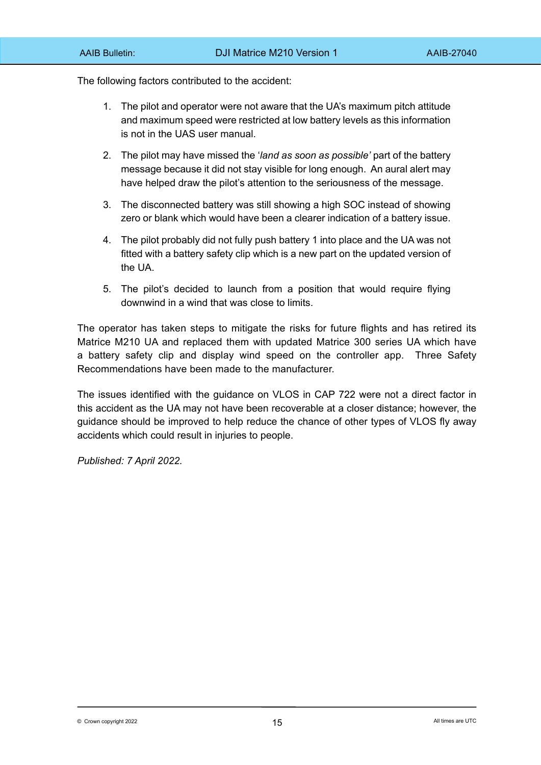The following factors contributed to the accident:

1. The pilot and operator were not aware that the UA's maximum pitch attitude and maximum speed were restricted at low battery levels as this information is not in the UAS user manual.

2. The pilot may have missed the '*land as soon as possible'* part of the battery message because it did not stay visible for long enough. An aural alert may have helped draw the pilot's attention to the seriousness of the message.

3. The disconnected battery was still showing a high SOC instead of showing zero or blank which would have been a clearer indication of a battery issue.

4. The pilot probably did not fully push battery 1 into place and the UA was not fitted with a battery safety clip which is a new part on the updated version of the UA.

5. The pilot's decided to launch from a position that would require flying downwind in a wind that was close to limits.

The operator has taken steps to mitigate the risks for future flights and has retired its Matrice M210 UA and replaced them with updated Matrice 300 series UA which have a battery safety clip and display wind speed on the controller app. Three Safety Recommendations have been made to the manufacturer.

The issues identified with the guidance on VLOS in CAP 722 were not a direct factor in this accident as the UA may not have been recoverable at a closer distance; however, the guidance should be improved to help reduce the chance of other types of VLOS fly away accidents which could result in injuries to people.

*Published: 7 April 2022.*